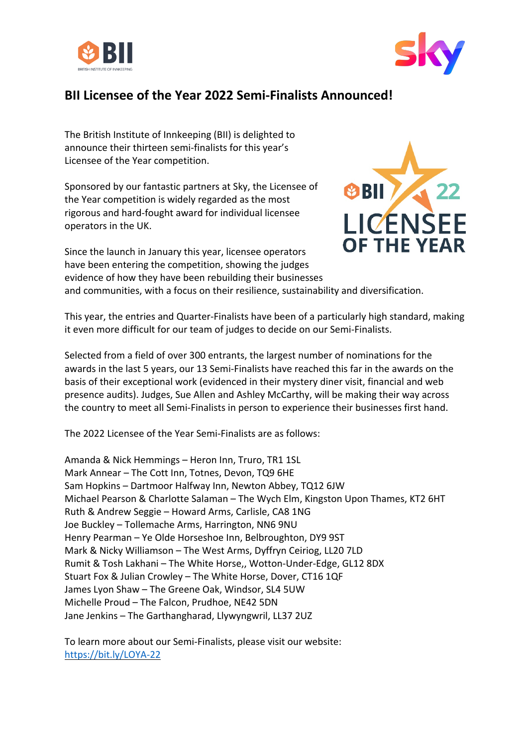# BII Licensee of the Year 2022 Semi-Finalists Announced!

The British Institute of Innkeeping (BII) is delighted to announce their thirteen semi-finalists for this year's Licensee of the Year competition.

Sponsored by our fantastic partners at Sky, the Licensee of the Year competition is widely regarded as the most rigorous and hard-fought award for individual licensee operators in the UK.

Since the launch in January this year, licensee operators have been entering the competition, showing the judges evidence of how they have been rebuilding their businesses and communities, with a focus on their resilience, sustainability and diversification.

This year, the entries and Quarter-Finalists have been of a particularly high standard, making it even more difficult for our team of judges to decide on our Semi-Finalists.

Selected from a field of over 300 entrants, the largest number of nominations for the awards in the last 5 years, our 13 Semi-Finalists have reached this far in the awards on the basis of their exceptional work (evidenced in their mystery diner visit, financial and web presence audits). Judges, Sue Allen and Ashley McCarthy, will be making their way across the country to meet all Semi-Finalists in person to experience their businesses first hand.

The 2022 Licensee of the Year Semi-Finalists are as follows:

Amanda & Nick Hemmings – Heron Inn, Truro, TR1 1SL
Mark Annear – The Cott Inn, Totnes, Devon, TQ9 6HE
Sam Hopkins – Dartmoor Halfway Inn, Newton Abbey, TQ12 6JW
Michael Pearson & Charlotte Salaman – The Wych Elm, Kingston Upon Thames, KT2 6HT
Ruth & Andrew Seggie – Howard Arms, Carlisle, CA8 1NG
Joe Buckley – Tollemache Arms, Harrington, NN6 9NU
Henry Pearman – Ye Olde Horseshoe Inn, Belbroughton, DY9 9ST
Mark & Nicky Williamson – The West Arms, Dyffryn Ceiriog, LL20 7LD
Rumit & Tosh Lakhani – The White Horse,, Wotton-Under-Edge, GL12 8DX
Stuart Fox & Julian Crowley – The White Horse, Dover, CT16 1QF
James Lyon Shaw – The Greene Oak, Windsor, SL4 5UW
Michelle Proud – The Falcon, Prudhoe, NE42 5DN
Jane Jenkins – The Garthangharad, Llywyngwril, LL37 2UZ

To learn more about our Semi-Finalists, please visit our website:
https://bit.ly/LOYA-22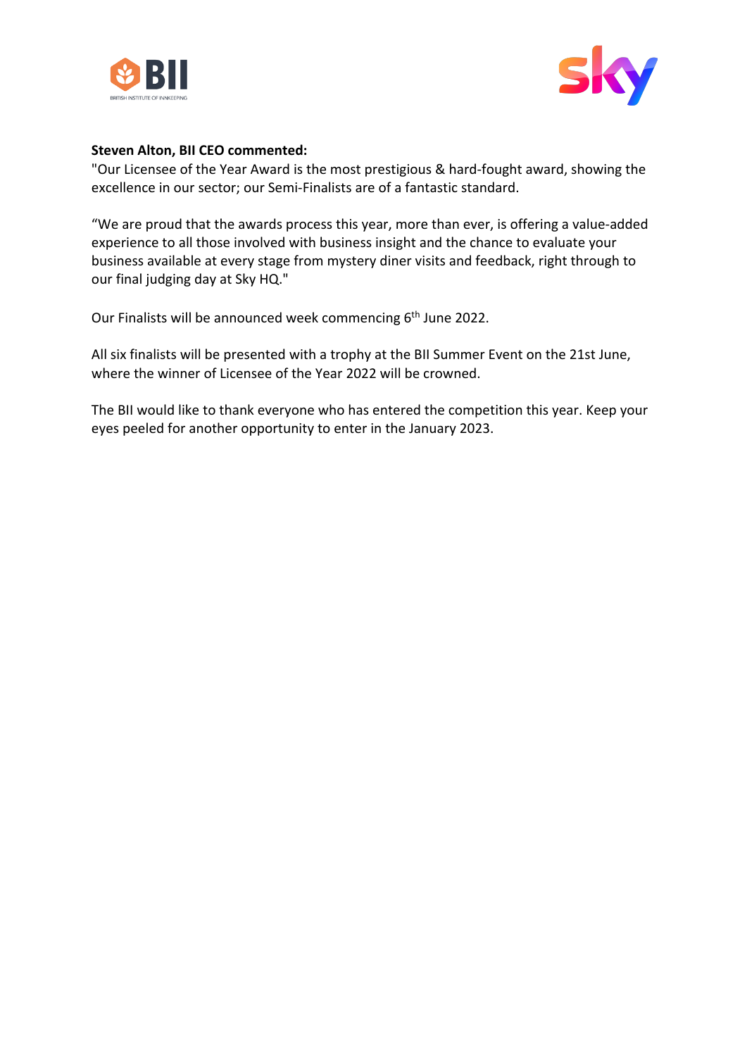**Steven Alton, BII CEO commented:**
"Our Licensee of the Year Award is the most prestigious & hard-fought award, showing the excellence in our sector; our Semi-Finalists are of a fantastic standard.

“We are proud that the awards process this year, more than ever, is offering a value-added experience to all those involved with business insight and the chance to evaluate your business available at every stage from mystery diner visits and feedback, right through to our final judging day at Sky HQ."

Our Finalists will be announced week commencing 6th June 2022.

All six finalists will be presented with a trophy at the BII Summer Event on the 21st June, where the winner of Licensee of the Year 2022 will be crowned.

The BII would like to thank everyone who has entered the competition this year. Keep your eyes peeled for another opportunity to enter in the January 2023.